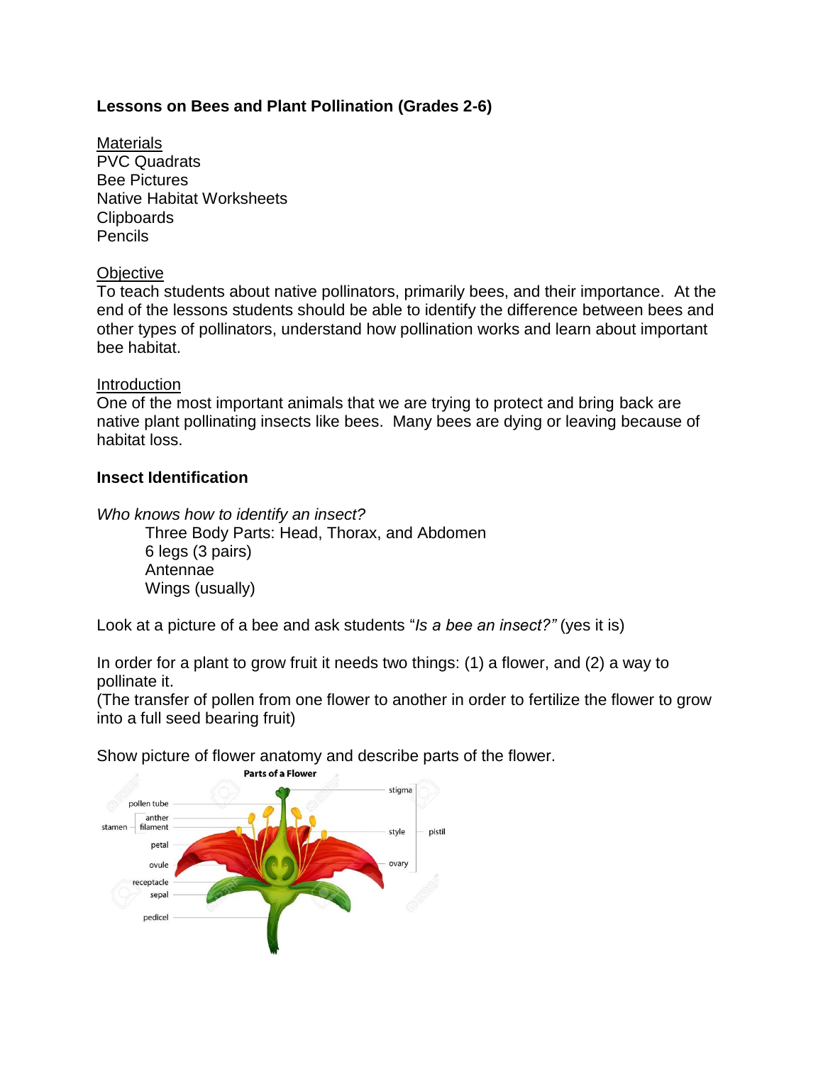**Lessons on Bees and Plant Pollination (Grades 2-6)**

Materials
PVC Quadrats
Bee Pictures
Native Habitat Worksheets
Clipboards
Pencils

Objective
To teach students about native pollinators, primarily bees, and their importance. At the end of the lessons students should be able to identify the difference between bees and other types of pollinators, understand how pollination works and learn about important bee habitat.

Introduction
One of the most important animals that we are trying to protect and bring back are native plant pollinating insects like bees. Many bees are dying or leaving because of habitat loss.

**Insect Identification**

*Who knows how to identify an insect?*

- Three Body Parts: Head, Thorax, and Abdomen
- 6 legs (3 pairs)
- Antennae
- Wings (usually)

Look at a picture of a bee and ask students "*Is a bee an insect?"* (yes it is)

In order for a plant to grow fruit it needs two things: (1) a flower, and (2) a way to pollinate it.
(The transfer of pollen from one flower to another in order to fertilize the flower to grow into a full seed bearing fruit)

Show picture of flower anatomy and describe parts of the flower.

**Parts of a Flower**

pollen tube, stamen (anther, filament), petal, ovule, receptacle, sepal, pedicel, pistil (stigma, style, ovary)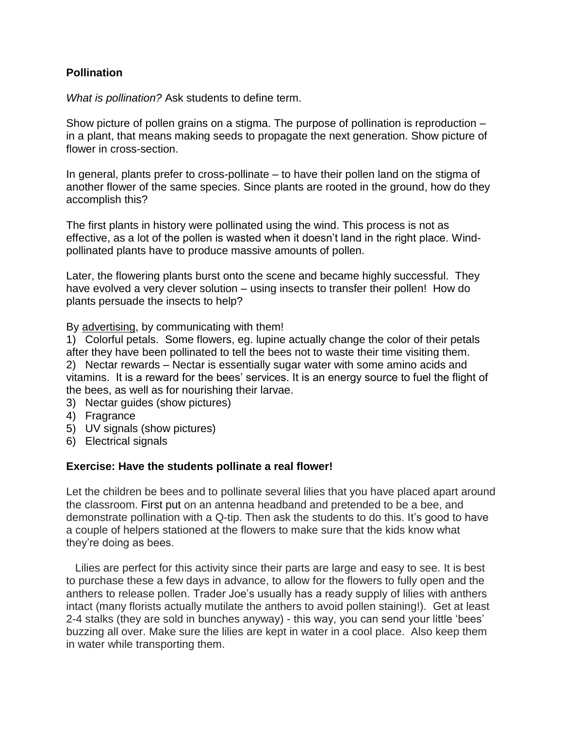**Pollination**

*What is pollination?* Ask students to define term.

Show picture of pollen grains on a stigma. The purpose of pollination is reproduction – in a plant, that means making seeds to propagate the next generation. Show picture of flower in cross-section.

In general, plants prefer to cross-pollinate – to have their pollen land on the stigma of another flower of the same species. Since plants are rooted in the ground, how do they accomplish this?

The first plants in history were pollinated using the wind. This process is not as effective, as a lot of the pollen is wasted when it doesn't land in the right place. Wind-pollinated plants have to produce massive amounts of pollen.

Later, the flowering plants burst onto the scene and became highly successful. They have evolved a very clever solution – using insects to transfer their pollen! How do plants persuade the insects to help?

By <u>advertising</u>, by communicating with them!

1) Colorful petals. Some flowers, eg. lupine actually change the color of their petals after they have been pollinated to tell the bees not to waste their time visiting them.
2) Nectar rewards – Nectar is essentially sugar water with some amino acids and vitamins. It is a reward for the bees' services. It is an energy source to fuel the flight of the bees, as well as for nourishing their larvae.
3) Nectar guides (show pictures)
4) Fragrance
5) UV signals (show pictures)
6) Electrical signals

**Exercise: Have the students pollinate a real flower!**

Let the children be bees and to pollinate several lilies that you have placed apart around the classroom. First put on an antenna headband and pretended to be a bee, and demonstrate pollination with a Q-tip. Then ask the students to do this. It's good to have a couple of helpers stationed at the flowers to make sure that the kids know what they're doing as bees.

Lilies are perfect for this activity since their parts are large and easy to see. It is best to purchase these a few days in advance, to allow for the flowers to fully open and the anthers to release pollen. Trader Joe's usually has a ready supply of lilies with anthers intact (many florists actually mutilate the anthers to avoid pollen staining!). Get at least 2-4 stalks (they are sold in bunches anyway) - this way, you can send your little 'bees' buzzing all over. Make sure the lilies are kept in water in a cool place. Also keep them in water while transporting them.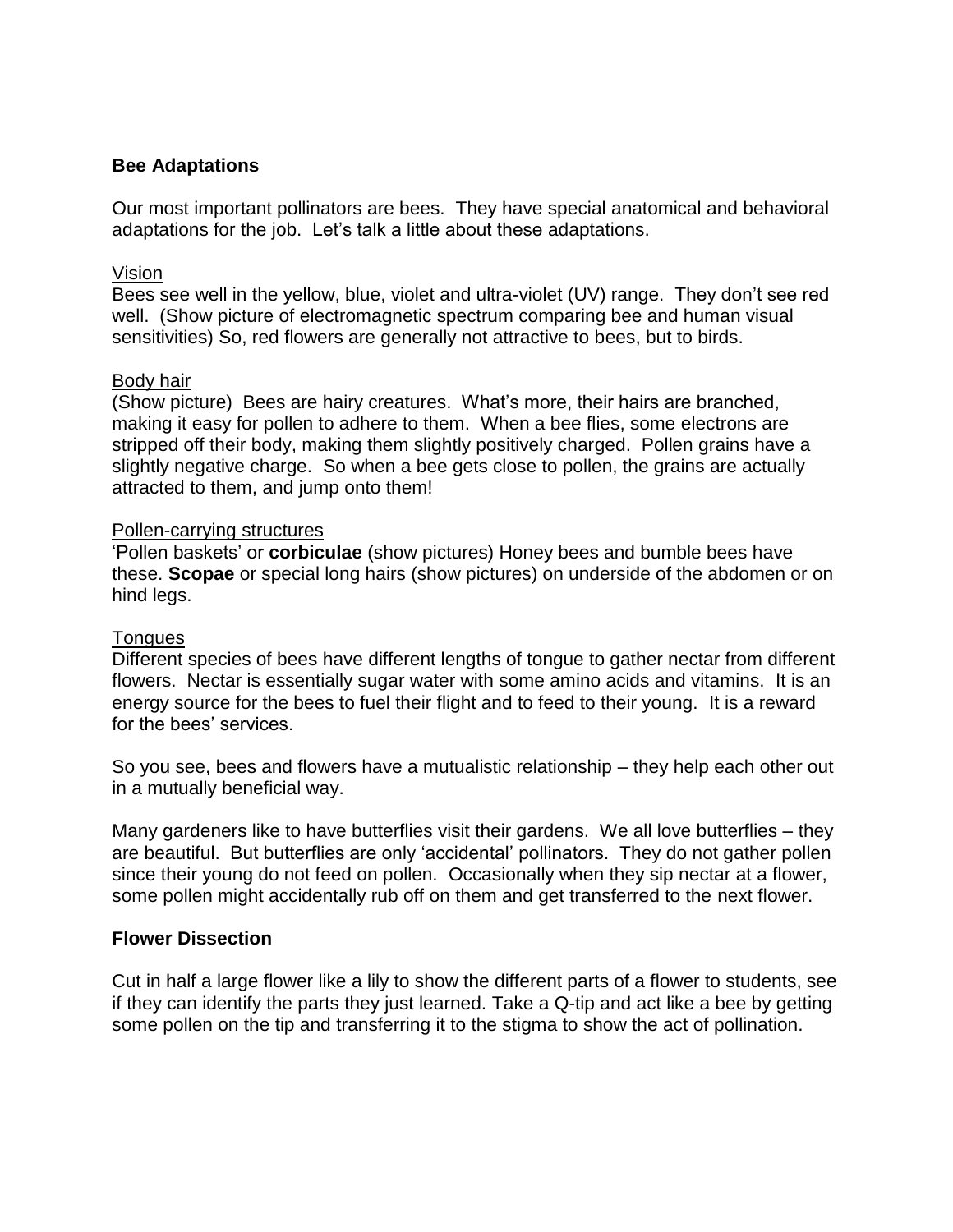## Bee Adaptations

Our most important pollinators are bees. They have special anatomical and behavioral adaptations for the job. Let's talk a little about these adaptations.

### Vision

Bees see well in the yellow, blue, violet and ultra-violet (UV) range. They don't see red well. (Show picture of electromagnetic spectrum comparing bee and human visual sensitivities) So, red flowers are generally not attractive to bees, but to birds.

### Body hair

(Show picture) Bees are hairy creatures. What's more, their hairs are branched, making it easy for pollen to adhere to them. When a bee flies, some electrons are stripped off their body, making them slightly positively charged. Pollen grains have a slightly negative charge. So when a bee gets close to pollen, the grains are actually attracted to them, and jump onto them!

### Pollen-carrying structures

'Pollen baskets' or **corbiculae** (show pictures) Honey bees and bumble bees have these. **Scopae** or special long hairs (show pictures) on underside of the abdomen or on hind legs.

### Tongues

Different species of bees have different lengths of tongue to gather nectar from different flowers. Nectar is essentially sugar water with some amino acids and vitamins. It is an energy source for the bees to fuel their flight and to feed to their young. It is a reward for the bees' services.

So you see, bees and flowers have a mutualistic relationship – they help each other out in a mutually beneficial way.

Many gardeners like to have butterflies visit their gardens. We all love butterflies – they are beautiful. But butterflies are only 'accidental' pollinators. They do not gather pollen since their young do not feed on pollen. Occasionally when they sip nectar at a flower, some pollen might accidentally rub off on them and get transferred to the next flower.

## Flower Dissection

Cut in half a large flower like a lily to show the different parts of a flower to students, see if they can identify the parts they just learned. Take a Q-tip and act like a bee by getting some pollen on the tip and transferring it to the stigma to show the act of pollination.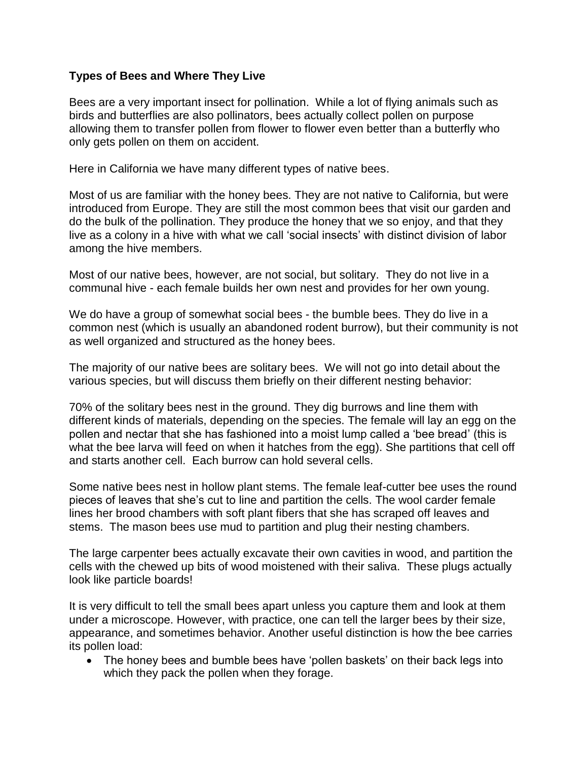**Types of Bees and Where They Live**

Bees are a very important insect for pollination. While a lot of flying animals such as birds and butterflies are also pollinators, bees actually collect pollen on purpose allowing them to transfer pollen from flower to flower even better than a butterfly who only gets pollen on them on accident.

Here in California we have many different types of native bees.

Most of us are familiar with the honey bees. They are not native to California, but were introduced from Europe. They are still the most common bees that visit our garden and do the bulk of the pollination. They produce the honey that we so enjoy, and that they live as a colony in a hive with what we call 'social insects' with distinct division of labor among the hive members.

Most of our native bees, however, are not social, but solitary. They do not live in a communal hive - each female builds her own nest and provides for her own young.

We do have a group of somewhat social bees - the bumble bees. They do live in a common nest (which is usually an abandoned rodent burrow), but their community is not as well organized and structured as the honey bees.

The majority of our native bees are solitary bees. We will not go into detail about the various species, but will discuss them briefly on their different nesting behavior:

70% of the solitary bees nest in the ground. They dig burrows and line them with different kinds of materials, depending on the species. The female will lay an egg on the pollen and nectar that she has fashioned into a moist lump called a 'bee bread' (this is what the bee larva will feed on when it hatches from the egg). She partitions that cell off and starts another cell. Each burrow can hold several cells.

Some native bees nest in hollow plant stems. The female leaf-cutter bee uses the round pieces of leaves that she's cut to line and partition the cells. The wool carder female lines her brood chambers with soft plant fibers that she has scraped off leaves and stems. The mason bees use mud to partition and plug their nesting chambers.

The large carpenter bees actually excavate their own cavities in wood, and partition the cells with the chewed up bits of wood moistened with their saliva. These plugs actually look like particle boards!

It is very difficult to tell the small bees apart unless you capture them and look at them under a microscope. However, with practice, one can tell the larger bees by their size, appearance, and sometimes behavior. Another useful distinction is how the bee carries its pollen load:

- The honey bees and bumble bees have 'pollen baskets' on their back legs into which they pack the pollen when they forage.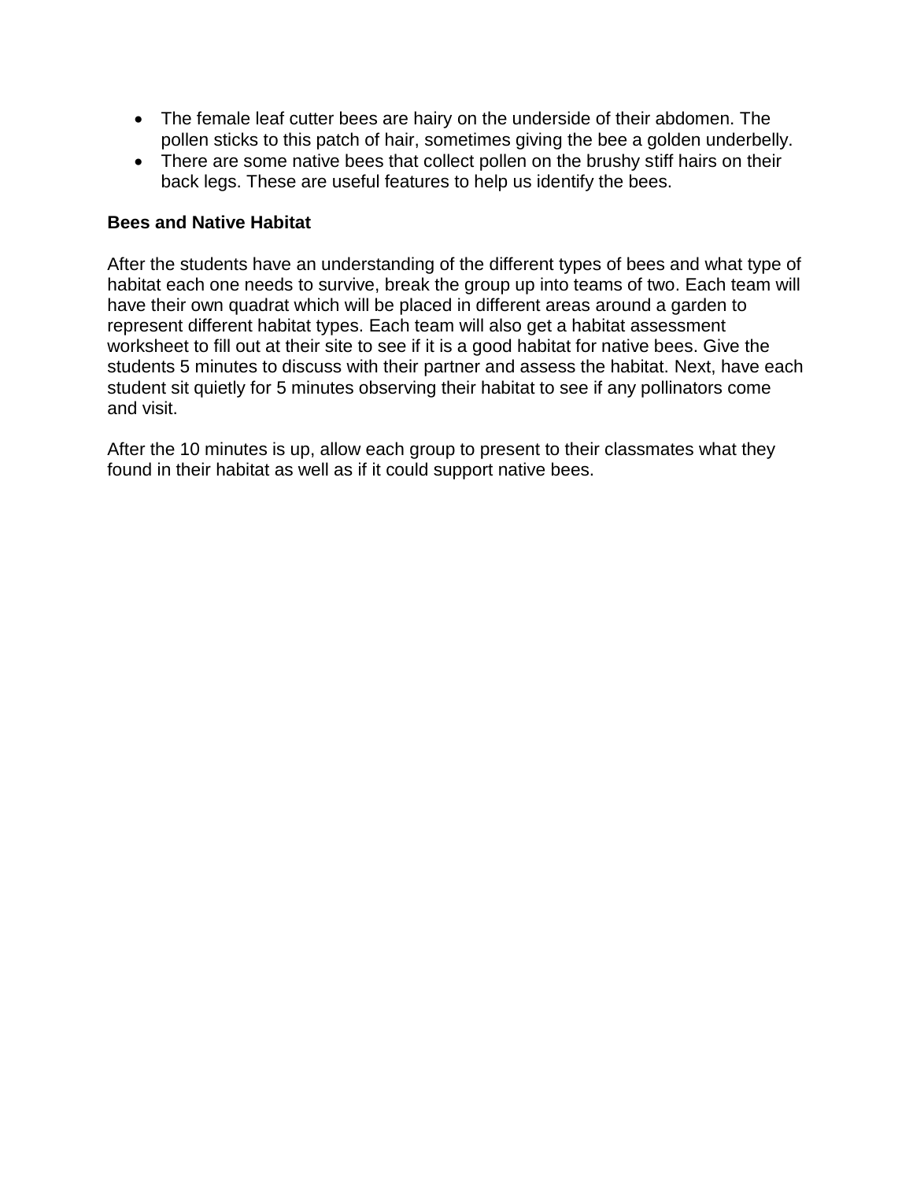- The female leaf cutter bees are hairy on the underside of their abdomen. The pollen sticks to this patch of hair, sometimes giving the bee a golden underbelly.
- There are some native bees that collect pollen on the brushy stiff hairs on their back legs. These are useful features to help us identify the bees.

**Bees and Native Habitat**

After the students have an understanding of the different types of bees and what type of habitat each one needs to survive, break the group up into teams of two. Each team will have their own quadrat which will be placed in different areas around a garden to represent different habitat types. Each team will also get a habitat assessment worksheet to fill out at their site to see if it is a good habitat for native bees. Give the students 5 minutes to discuss with their partner and assess the habitat. Next, have each student sit quietly for 5 minutes observing their habitat to see if any pollinators come and visit.

After the 10 minutes is up, allow each group to present to their classmates what they found in their habitat as well as if it could support native bees.